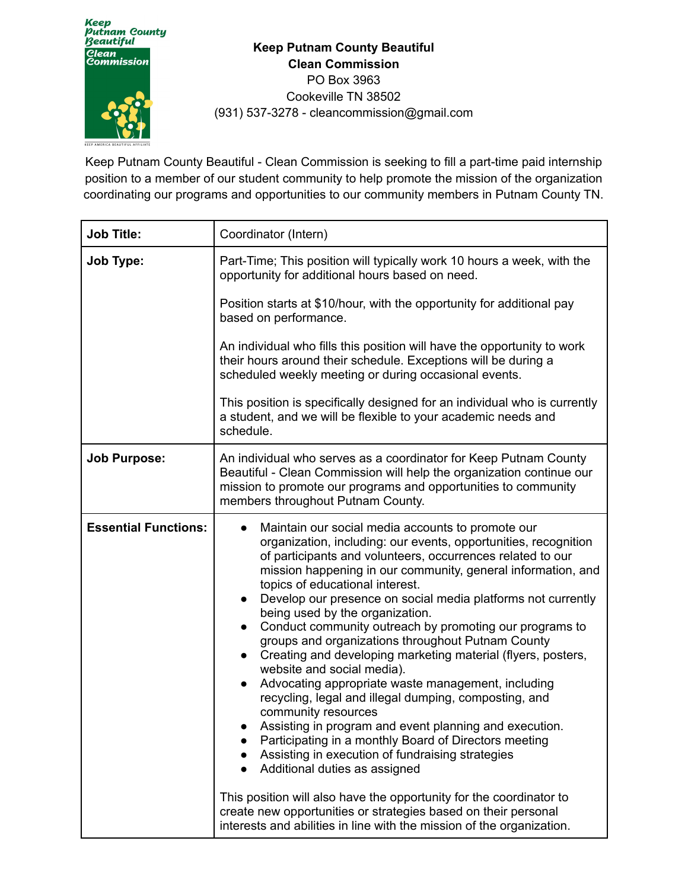**Keep Putnam County Beautiful**
**Clean Commission**
PO Box 3963
Cookeville TN 38502
(931) 537-3278 - cleancommission@gmail.com

Keep Putnam County Beautiful - Clean Commission is seeking to fill a part-time paid internship position to a member of our student community to help promote the mission of the organization coordinating our programs and opportunities to our community members in Putnam County TN.

| **Job Title:** | Coordinator (Intern) |
|---|---|
| **Job Type:** | Part-Time; This position will typically work 10 hours a week, with the opportunity for additional hours based on need.<br><br>Position starts at $10/hour, with the opportunity for additional pay based on performance.<br><br>An individual who fills this position will have the opportunity to work their hours around their schedule. Exceptions will be during a scheduled weekly meeting or during occasional events.<br><br>This position is specifically designed for an individual who is currently a student, and we will be flexible to your academic needs and schedule. |
| **Job Purpose:** | An individual who serves as a coordinator for Keep Putnam County Beautiful - Clean Commission will help the organization continue our mission to promote our programs and opportunities to community members throughout Putnam County. |
| **Essential Functions:** | • Maintain our social media accounts to promote our organization, including: our events, opportunities, recognition of participants and volunteers, occurrences related to our mission happening in our community, general information, and topics of educational interest.<br>• Develop our presence on social media platforms not currently being used by the organization.<br>• Conduct community outreach by promoting our programs to groups and organizations throughout Putnam County<br>• Creating and developing marketing material (flyers, posters, website and social media).<br>• Advocating appropriate waste management, including recycling, legal and illegal dumping, composting, and community resources<br>• Assisting in program and event planning and execution.<br>• Participating in a monthly Board of Directors meeting<br>• Assisting in execution of fundraising strategies<br>• Additional duties as assigned<br><br>This position will also have the opportunity for the coordinator to create new opportunities or strategies based on their personal interests and abilities in line with the mission of the organization. |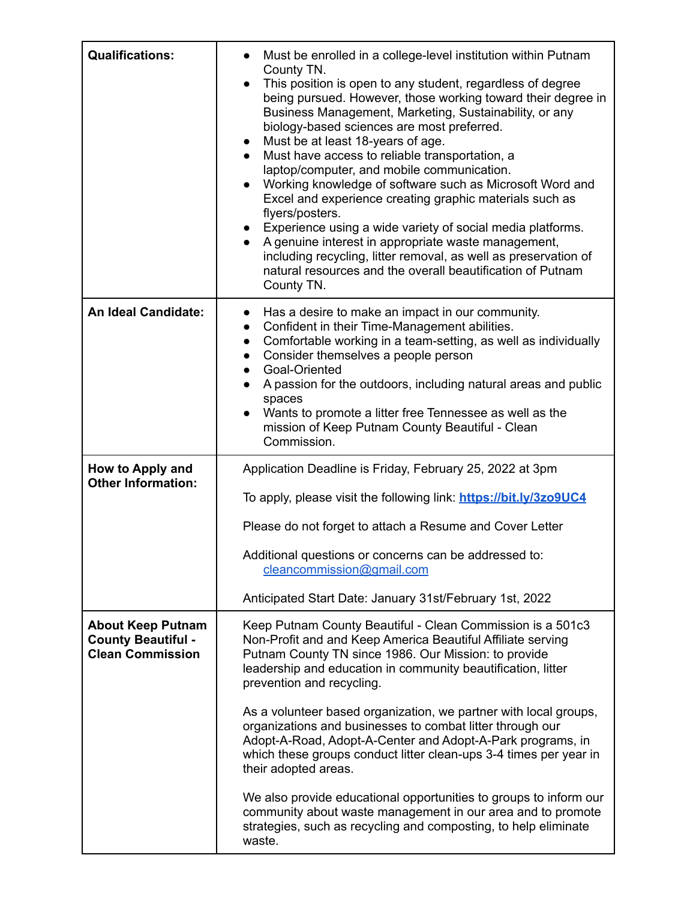| | |
|---|---|
| **Qualifications:** | • Must be enrolled in a college-level institution within Putnam County TN.<br>• This position is open to any student, regardless of degree being pursued. However, those working toward their degree in Business Management, Marketing, Sustainability, or any biology-based sciences are most preferred.<br>• Must be at least 18-years of age.<br>• Must have access to reliable transportation, a laptop/computer, and mobile communication.<br>• Working knowledge of software such as Microsoft Word and Excel and experience creating graphic materials such as flyers/posters.<br>• Experience using a wide variety of social media platforms.<br>• A genuine interest in appropriate waste management, including recycling, litter removal, as well as preservation of natural resources and the overall beautification of Putnam County TN. |
| **An Ideal Candidate:** | • Has a desire to make an impact in our community.<br>• Confident in their Time-Management abilities.<br>• Comfortable working in a team-setting, as well as individually<br>• Consider themselves a people person<br>• Goal-Oriented<br>• A passion for the outdoors, including natural areas and public spaces<br>• Wants to promote a litter free Tennessee as well as the mission of Keep Putnam County Beautiful - Clean Commission. |
| **How to Apply and Other Information:** | Application Deadline is Friday, February 25, 2022 at 3pm<br><br>To apply, please visit the following link: **https://bit.ly/3zo9UC4**<br><br>Please do not forget to attach a Resume and Cover Letter<br><br>Additional questions or concerns can be addressed to: cleancommission@gmail.com<br><br>Anticipated Start Date: January 31st/February 1st, 2022 |
| **About Keep Putnam County Beautiful - Clean Commission** | Keep Putnam County Beautiful - Clean Commission is a 501c3 Non-Profit and and Keep America Beautiful Affiliate serving Putnam County TN since 1986. Our Mission: to provide leadership and education in community beautification, litter prevention and recycling.<br><br>As a volunteer based organization, we partner with local groups, organizations and businesses to combat litter through our Adopt-A-Road, Adopt-A-Center and Adopt-A-Park programs, in which these groups conduct litter clean-ups 3-4 times per year in their adopted areas.<br><br>We also provide educational opportunities to groups to inform our community about waste management in our area and to promote strategies, such as recycling and composting, to help eliminate waste. |